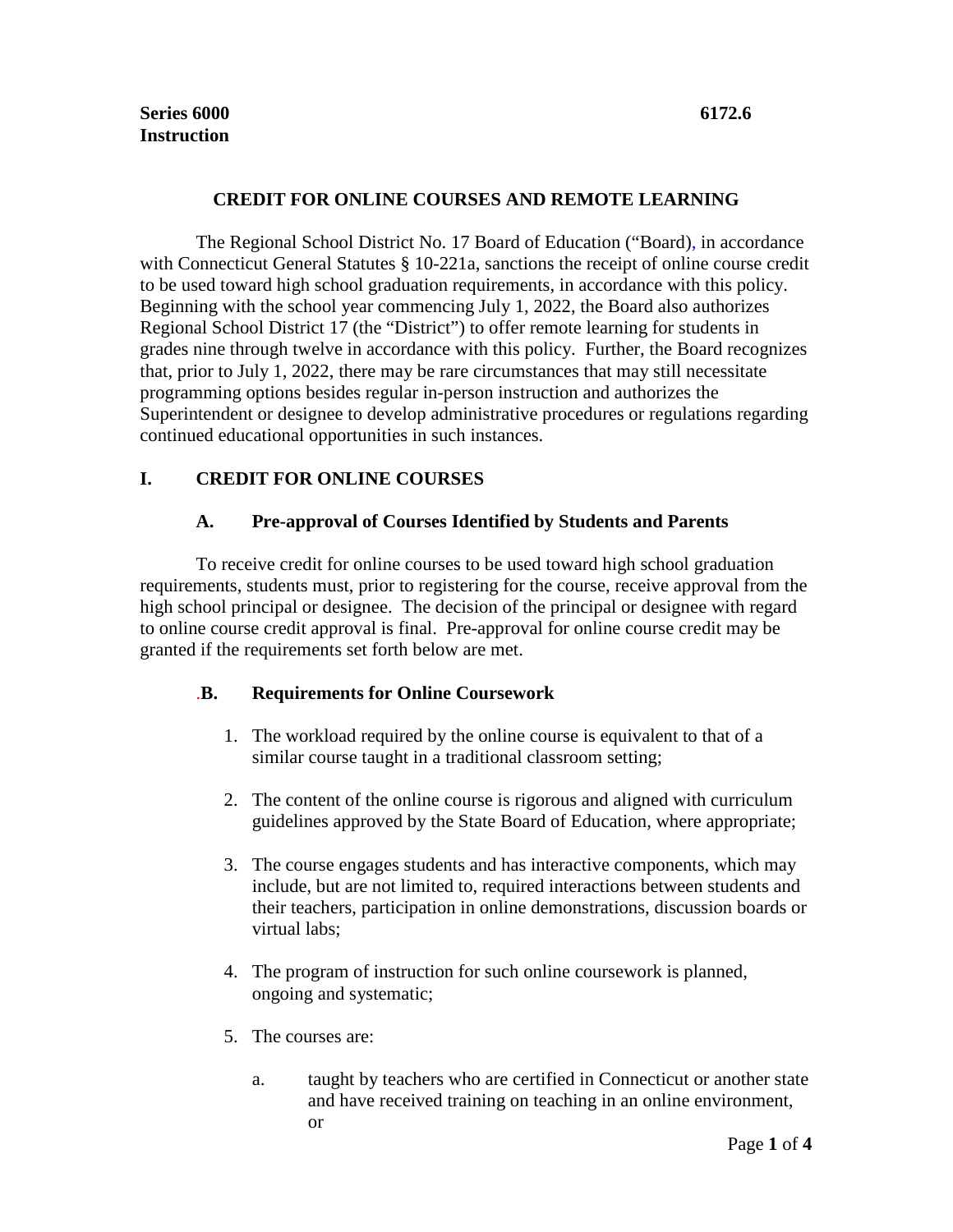**Series 6000** **6172.6**
**Instruction**

## CREDIT FOR ONLINE COURSES AND REMOTE LEARNING

The Regional School District No. 17 Board of Education ("Board), in accordance with Connecticut General Statutes § 10-221a, sanctions the receipt of online course credit to be used toward high school graduation requirements, in accordance with this policy. Beginning with the school year commencing July 1, 2022, the Board also authorizes Regional School District 17 (the "District") to offer remote learning for students in grades nine through twelve in accordance with this policy. Further, the Board recognizes that, prior to July 1, 2022, there may be rare circumstances that may still necessitate programming options besides regular in-person instruction and authorizes the Superintendent or designee to develop administrative procedures or regulations regarding continued educational opportunities in such instances.

### I. CREDIT FOR ONLINE COURSES

#### A. Pre-approval of Courses Identified by Students and Parents

To receive credit for online courses to be used toward high school graduation requirements, students must, prior to registering for the course, receive approval from the high school principal or designee. The decision of the principal or designee with regard to online course credit approval is final. Pre-approval for online course credit may be granted if the requirements set forth below are met.

#### .B. Requirements for Online Coursework

1. The workload required by the online course is equivalent to that of a similar course taught in a traditional classroom setting;

2. The content of the online course is rigorous and aligned with curriculum guidelines approved by the State Board of Education, where appropriate;

3. The course engages students and has interactive components, which may include, but are not limited to, required interactions between students and their teachers, participation in online demonstrations, discussion boards or virtual labs;

4. The program of instruction for such online coursework is planned, ongoing and systematic;

5. The courses are:

   a. taught by teachers who are certified in Connecticut or another state and have received training on teaching in an online environment, or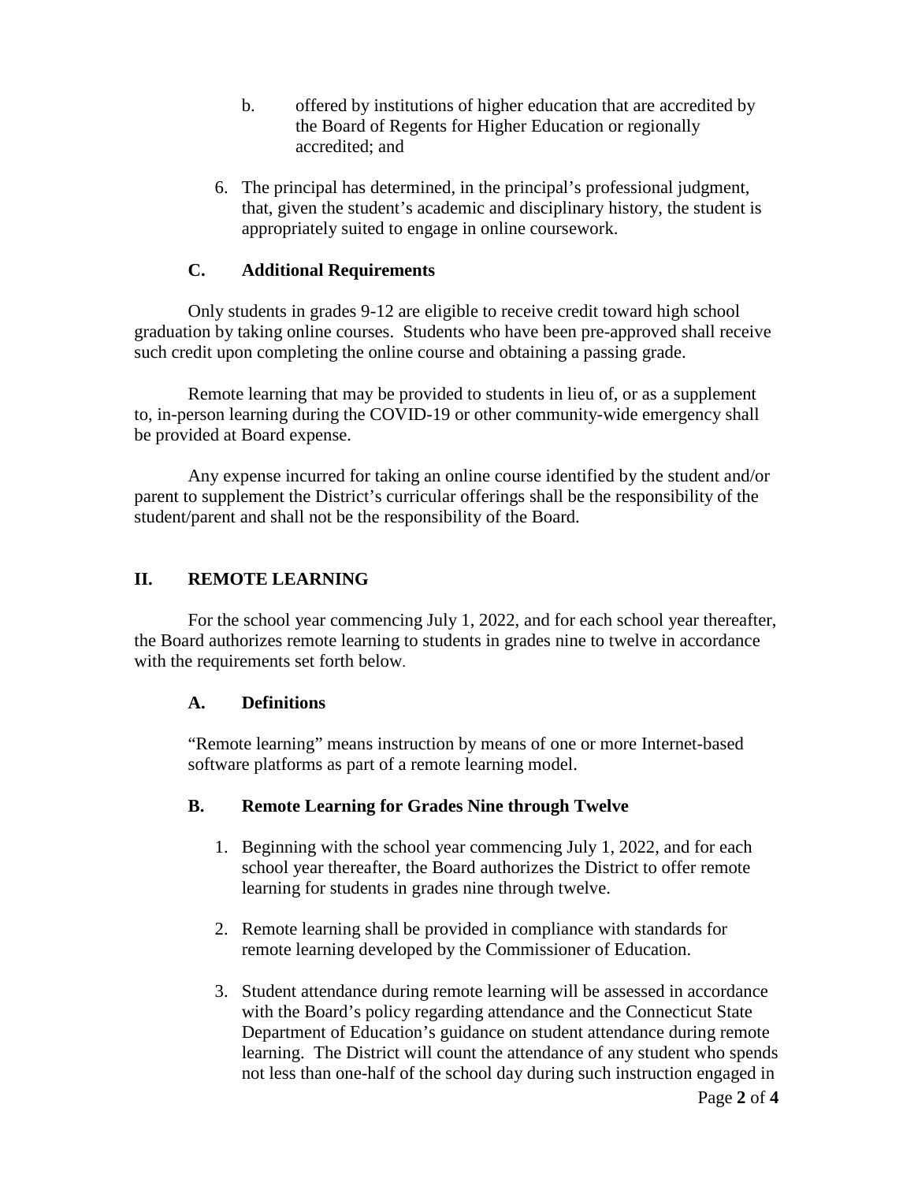b. offered by institutions of higher education that are accredited by the Board of Regents for Higher Education or regionally accredited; and

6. The principal has determined, in the principal's professional judgment, that, given the student's academic and disciplinary history, the student is appropriately suited to engage in online coursework.

### C. Additional Requirements

Only students in grades 9-12 are eligible to receive credit toward high school graduation by taking online courses. Students who have been pre-approved shall receive such credit upon completing the online course and obtaining a passing grade.

Remote learning that may be provided to students in lieu of, or as a supplement to, in-person learning during the COVID-19 or other community-wide emergency shall be provided at Board expense.

Any expense incurred for taking an online course identified by the student and/or parent to supplement the District's curricular offerings shall be the responsibility of the student/parent and shall not be the responsibility of the Board.

## II. REMOTE LEARNING

For the school year commencing July 1, 2022, and for each school year thereafter, the Board authorizes remote learning to students in grades nine to twelve in accordance with the requirements set forth below.

### A. Definitions

"Remote learning" means instruction by means of one or more Internet-based software platforms as part of a remote learning model.

### B. Remote Learning for Grades Nine through Twelve

1. Beginning with the school year commencing July 1, 2022, and for each school year thereafter, the Board authorizes the District to offer remote learning for students in grades nine through twelve.

2. Remote learning shall be provided in compliance with standards for remote learning developed by the Commissioner of Education.

3. Student attendance during remote learning will be assessed in accordance with the Board's policy regarding attendance and the Connecticut State Department of Education's guidance on student attendance during remote learning. The District will count the attendance of any student who spends not less than one-half of the school day during such instruction engaged in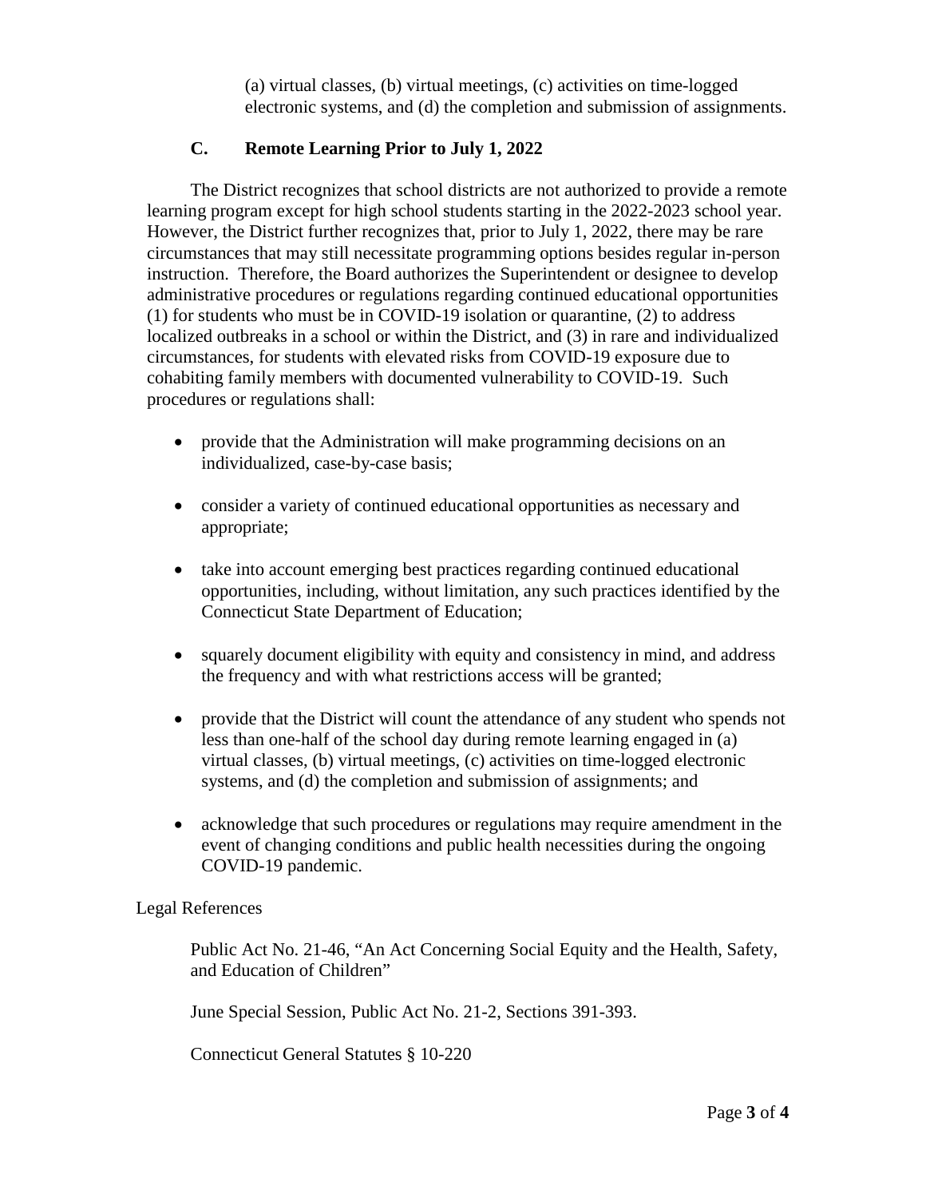(a) virtual classes, (b) virtual meetings, (c) activities on time-logged electronic systems, and (d) the completion and submission of assignments.

### C. Remote Learning Prior to July 1, 2022

The District recognizes that school districts are not authorized to provide a remote learning program except for high school students starting in the 2022-2023 school year. However, the District further recognizes that, prior to July 1, 2022, there may be rare circumstances that may still necessitate programming options besides regular in-person instruction. Therefore, the Board authorizes the Superintendent or designee to develop administrative procedures or regulations regarding continued educational opportunities (1) for students who must be in COVID-19 isolation or quarantine, (2) to address localized outbreaks in a school or within the District, and (3) in rare and individualized circumstances, for students with elevated risks from COVID-19 exposure due to cohabiting family members with documented vulnerability to COVID-19. Such procedures or regulations shall:

- provide that the Administration will make programming decisions on an individualized, case-by-case basis;
- consider a variety of continued educational opportunities as necessary and appropriate;
- take into account emerging best practices regarding continued educational opportunities, including, without limitation, any such practices identified by the Connecticut State Department of Education;
- squarely document eligibility with equity and consistency in mind, and address the frequency and with what restrictions access will be granted;
- provide that the District will count the attendance of any student who spends not less than one-half of the school day during remote learning engaged in (a) virtual classes, (b) virtual meetings, (c) activities on time-logged electronic systems, and (d) the completion and submission of assignments; and
- acknowledge that such procedures or regulations may require amendment in the event of changing conditions and public health necessities during the ongoing COVID-19 pandemic.

Legal References

Public Act No. 21-46, "An Act Concerning Social Equity and the Health, Safety, and Education of Children"

June Special Session, Public Act No. 21-2, Sections 391-393.

Connecticut General Statutes § 10-220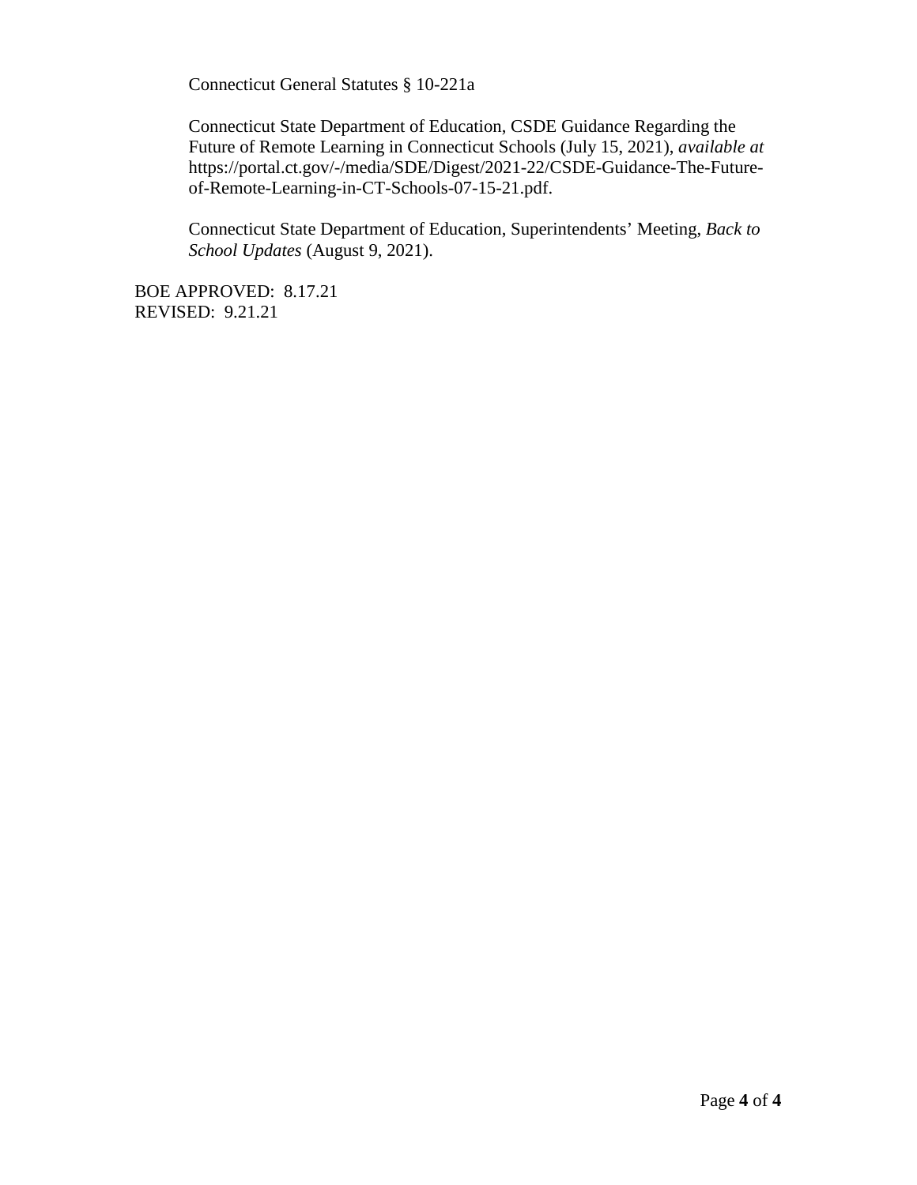Connecticut General Statutes § 10-221a

Connecticut State Department of Education, CSDE Guidance Regarding the Future of Remote Learning in Connecticut Schools (July 15, 2021), *available at* https://portal.ct.gov/-/media/SDE/Digest/2021-22/CSDE-Guidance-The-Future-of-Remote-Learning-in-CT-Schools-07-15-21.pdf.

Connecticut State Department of Education, Superintendents' Meeting, *Back to School Updates* (August 9, 2021).

BOE APPROVED: 8.17.21
REVISED: 9.21.21